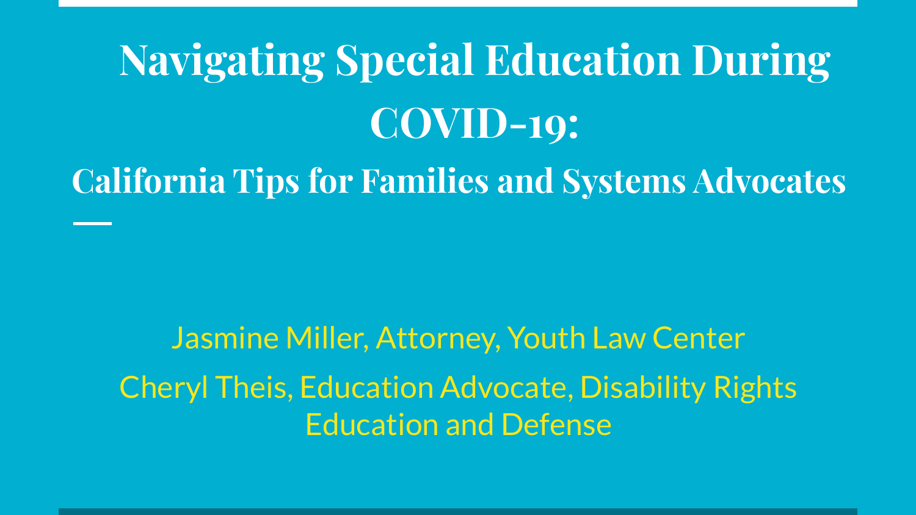# Navigating Special Education During COVID-19:

## California Tips for Families and Systems Advocates

Jasmine Miller, Attorney, Youth Law Center

Cheryl Theis, Education Advocate, Disability Rights Education and Defense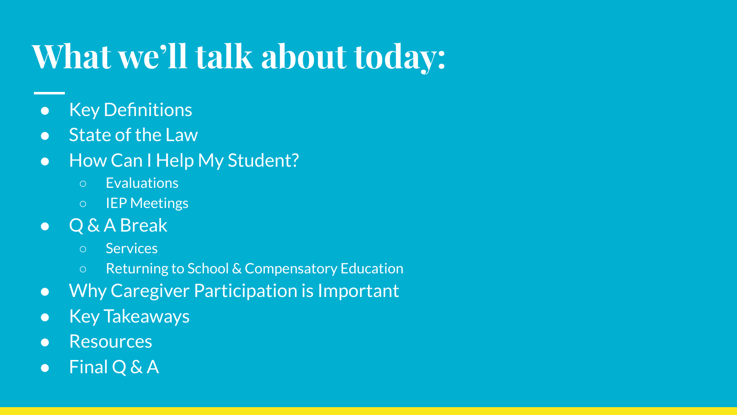# What we'll talk about today:

- Key Definitions
- State of the Law
- How Can I Help My Student?
  - Evaluations
  - IEP Meetings
- Q & A Break
  - Services
  - Returning to School & Compensatory Education
- Why Caregiver Participation is Important
- Key Takeaways
- Resources
- Final Q & A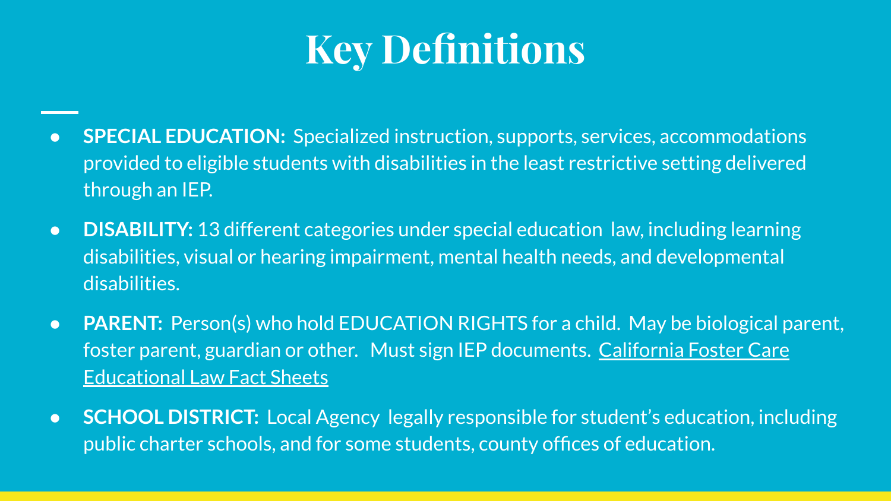# Key Definitions

- **SPECIAL EDUCATION:** Specialized instruction, supports, services, accommodations provided to eligible students with disabilities in the least restrictive setting delivered through an IEP.
- **DISABILITY:** 13 different categories under special education law, including learning disabilities, visual or hearing impairment, mental health needs, and developmental disabilities.
- **PARENT:** Person(s) who hold EDUCATION RIGHTS for a child. May be biological parent, foster parent, guardian or other. Must sign IEP documents. California Foster Care Educational Law Fact Sheets
- **SCHOOL DISTRICT:** Local Agency legally responsible for student's education, including public charter schools, and for some students, county offices of education.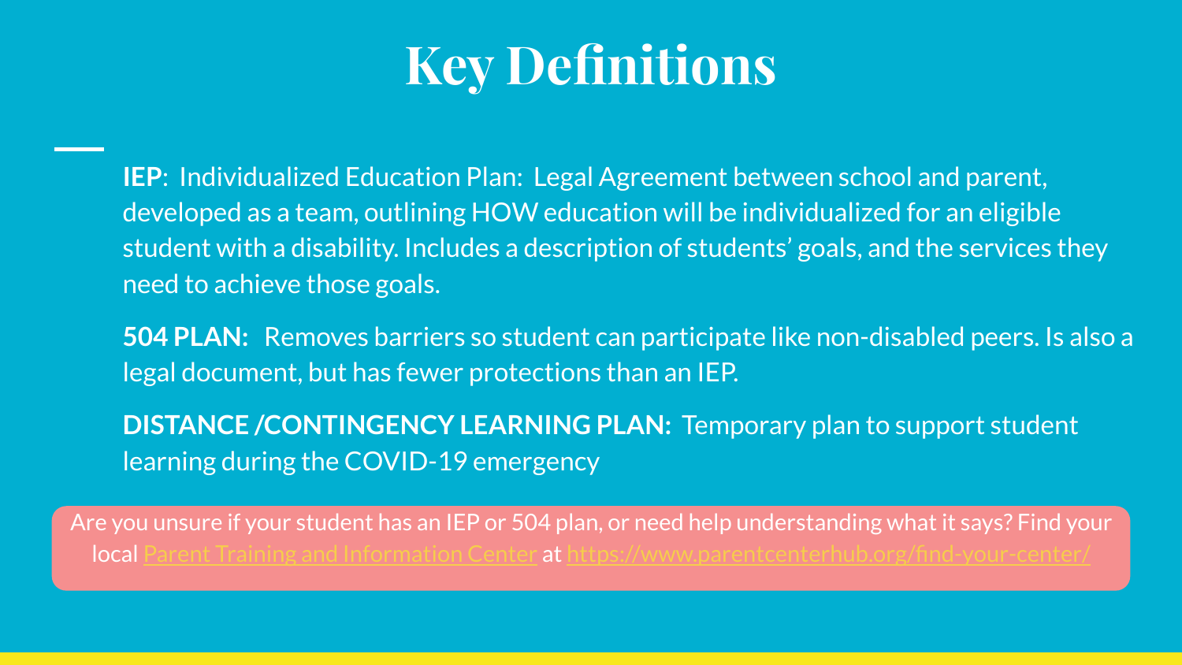# Key Definitions

**IEP**: Individualized Education Plan: Legal Agreement between school and parent, developed as a team, outlining HOW education will be individualized for an eligible student with a disability. Includes a description of students' goals, and the services they need to achieve those goals.

**504 PLAN:** Removes barriers so student can participate like non-disabled peers. Is also a legal document, but has fewer protections than an IEP.

**DISTANCE /CONTINGENCY LEARNING PLAN:** Temporary plan to support student learning during the COVID-19 emergency

Are you unsure if your student has an IEP or 504 plan, or need help understanding what it says? Find your local [Parent Training and Information Center](https://www.parentcenterhub.org/find-your-center/) at [https://www.parentcenterhub.org/find-your-center/](https://www.parentcenterhub.org/find-your-center/)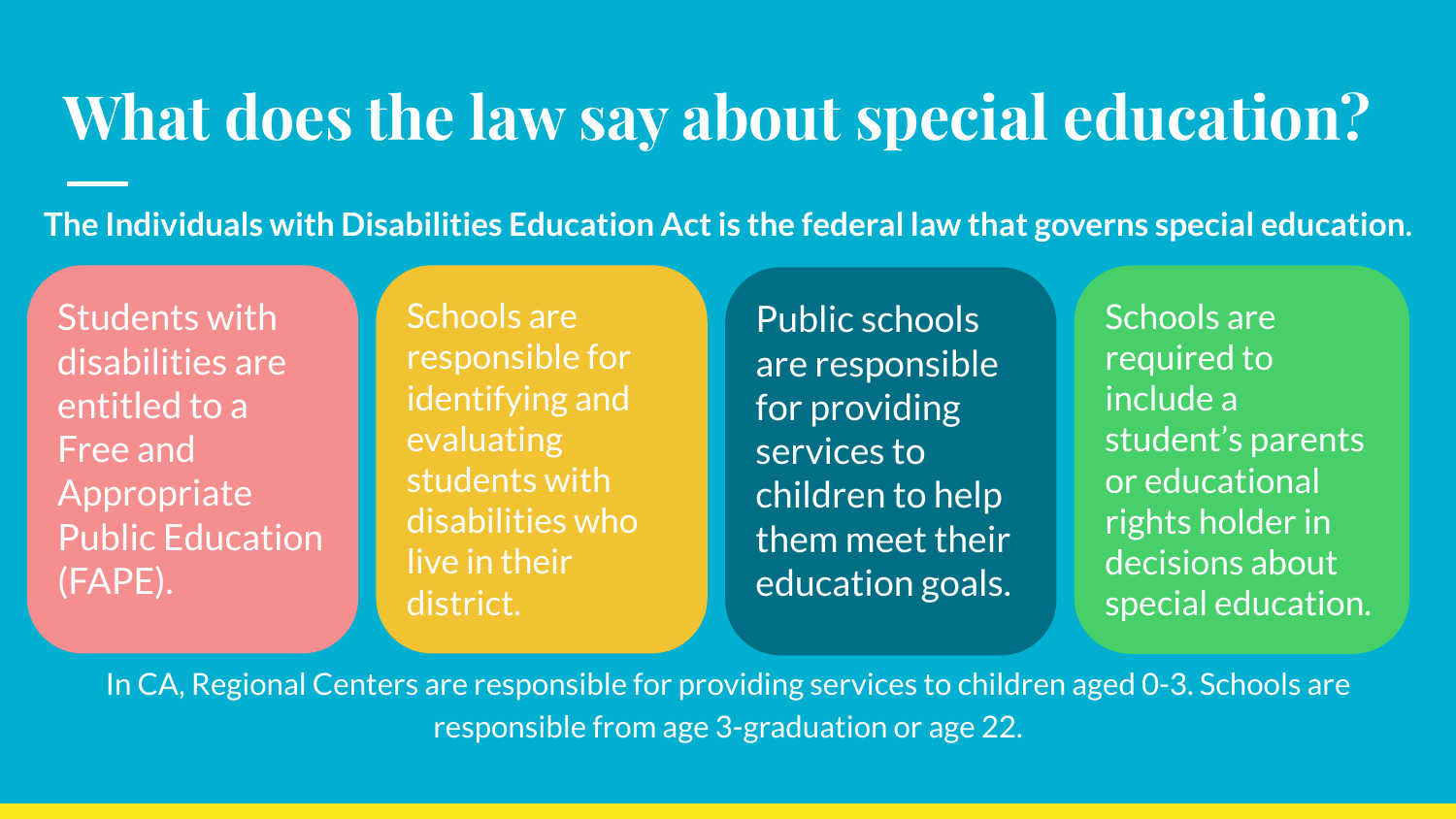# What does the law say about special education?

**The Individuals with Disabilities Education Act is the federal law that governs special education.**

- Students with disabilities are entitled to a Free and Appropriate Public Education (FAPE).
- Schools are responsible for identifying and evaluating students with disabilities who live in their district.
- Public schools are responsible for providing services to children to help them meet their education goals.
- Schools are required to include a student's parents or educational rights holder in decisions about special education.

In CA, Regional Centers are responsible for providing services to children aged 0-3. Schools are responsible from age 3-graduation or age 22.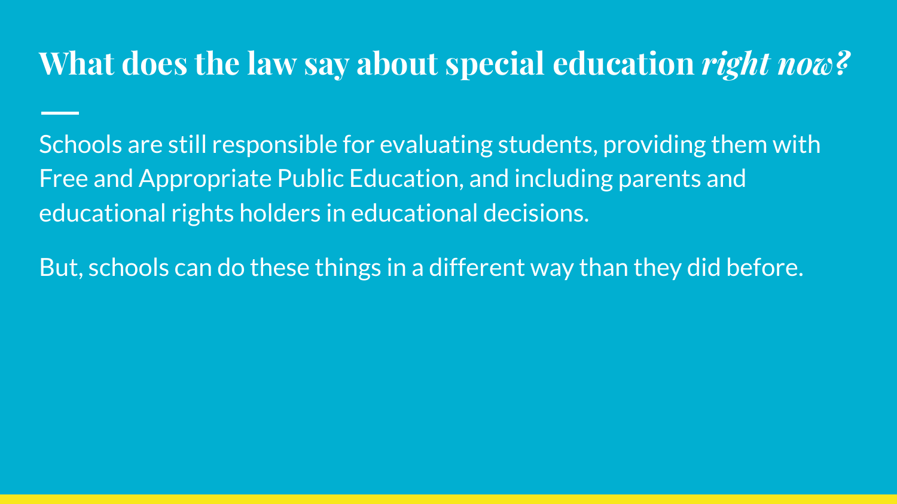# What does the law say about special education *right now?*

Schools are still responsible for evaluating students, providing them with Free and Appropriate Public Education, and including parents and educational rights holders in educational decisions.

But, schools can do these things in a different way than they did before.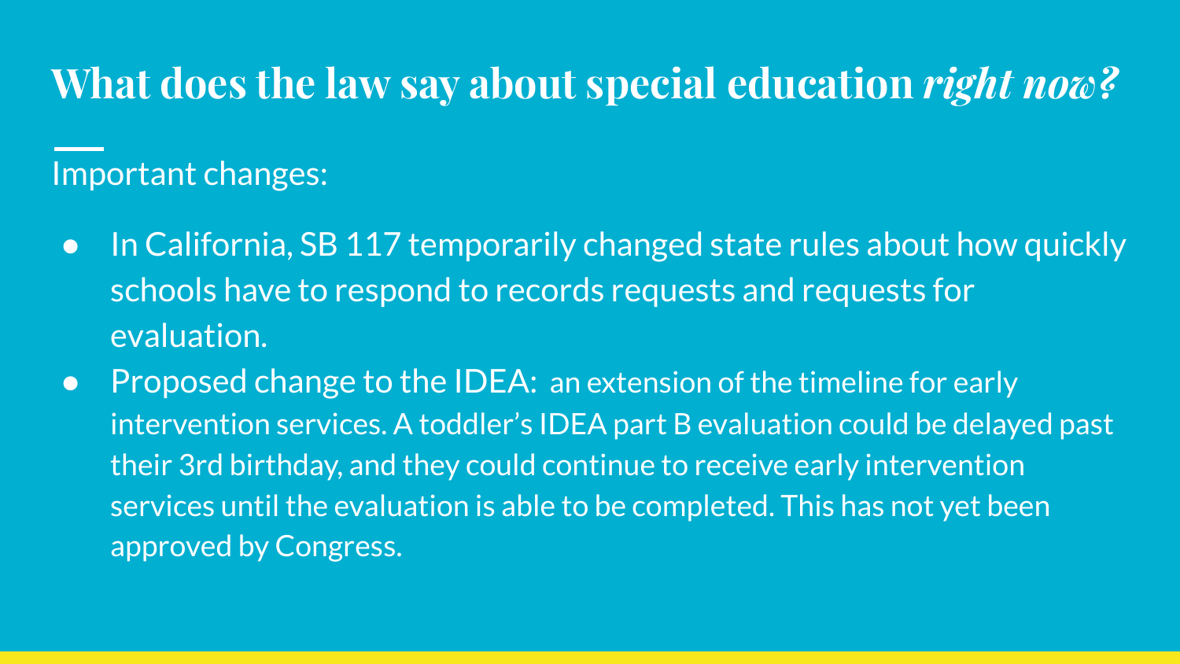# What does the law say about special education *right now?*

Important changes:

- In California, SB 117 temporarily changed state rules about how quickly schools have to respond to records requests and requests for evaluation.
- Proposed change to the IDEA: an extension of the timeline for early intervention services. A toddler's IDEA part B evaluation could be delayed past their 3rd birthday, and they could continue to receive early intervention services until the evaluation is able to be completed. This has not yet been approved by Congress.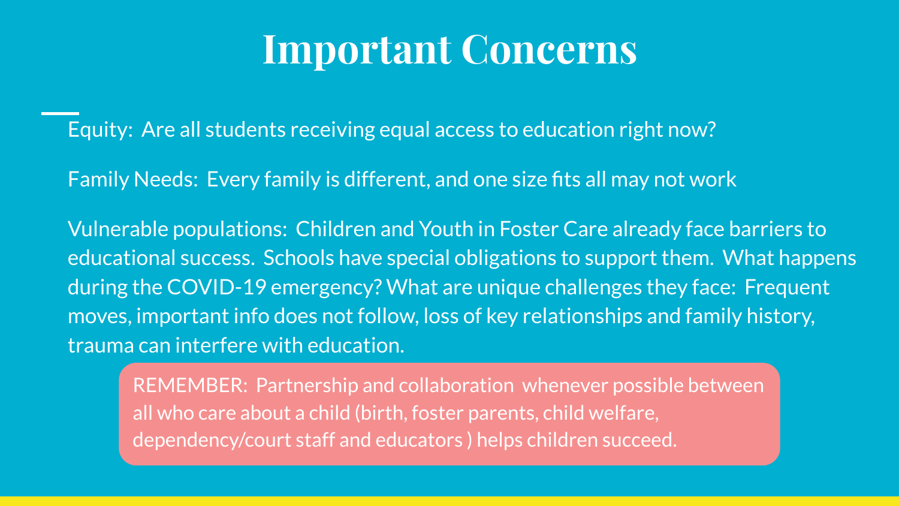# Important Concerns

Equity: Are all students receiving equal access to education right now?

Family Needs: Every family is different, and one size fits all may not work

Vulnerable populations: Children and Youth in Foster Care already face barriers to educational success. Schools have special obligations to support them. What happens during the COVID-19 emergency? What are unique challenges they face: Frequent moves, important info does not follow, loss of key relationships and family history, trauma can interfere with education.

> REMEMBER: Partnership and collaboration whenever possible between all who care about a child (birth, foster parents, child welfare, dependency/court staff and educators ) helps children succeed.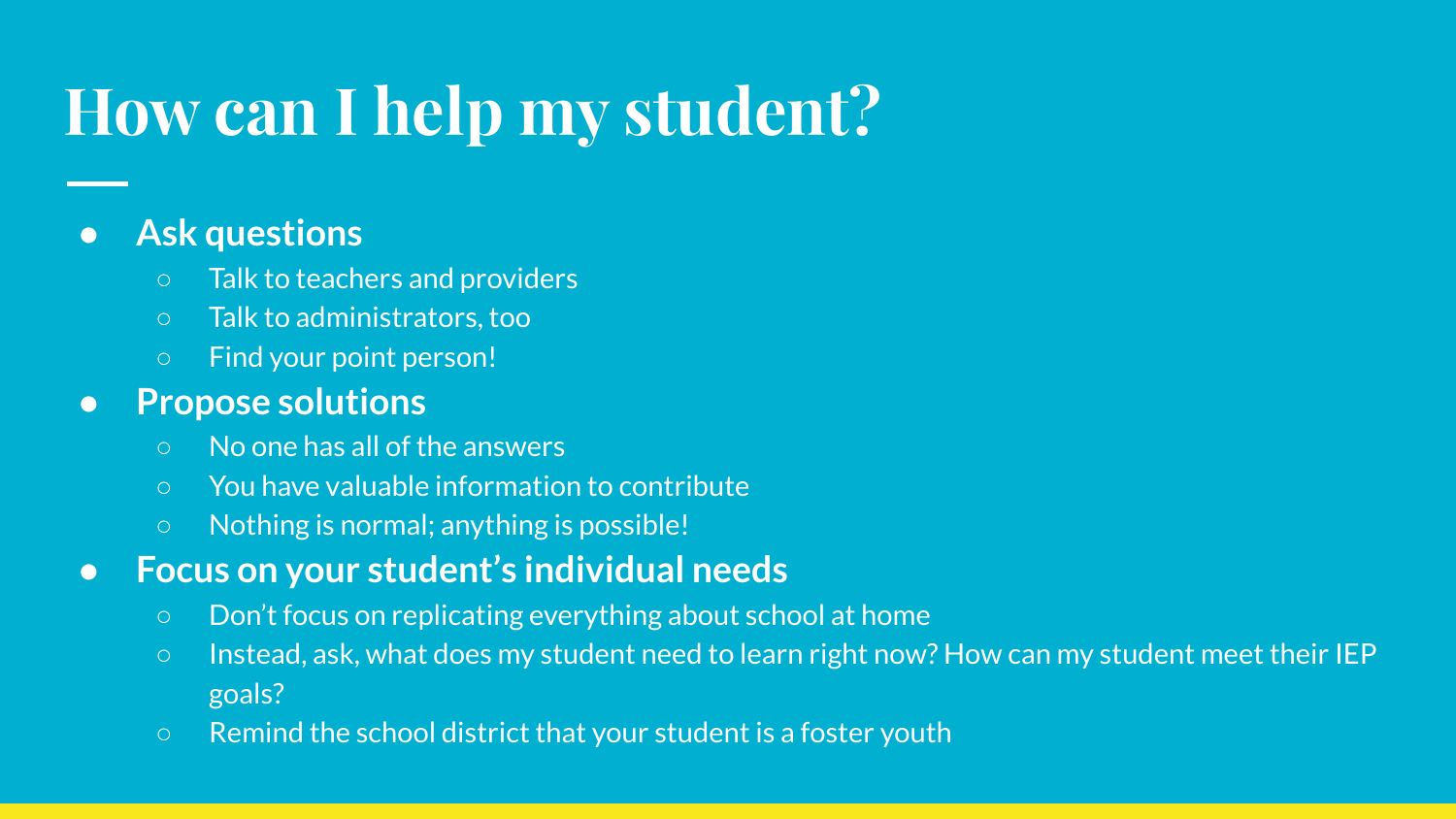# How can I help my student?

- **Ask questions**
  - Talk to teachers and providers
  - Talk to administrators, too
  - Find your point person!
- **Propose solutions**
  - No one has all of the answers
  - You have valuable information to contribute
  - Nothing is normal; anything is possible!
- **Focus on your student's individual needs**
  - Don't focus on replicating everything about school at home
  - Instead, ask, what does my student need to learn right now? How can my student meet their IEP goals?
  - Remind the school district that your student is a foster youth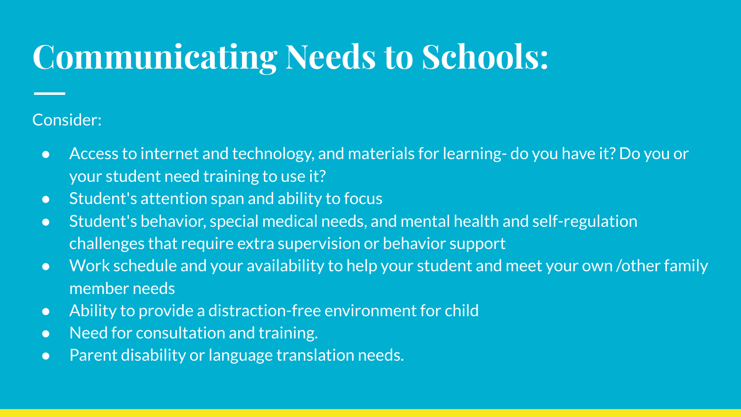# Communicating Needs to Schools:

Consider:

- Access to internet and technology, and materials for learning- do you have it? Do you or your student need training to use it?
- Student's attention span and ability to focus
- Student's behavior, special medical needs, and mental health and self-regulation challenges that require extra supervision or behavior support
- Work schedule and your availability to help your student and meet your own /other family member needs
- Ability to provide a distraction-free environment for child
- Need for consultation and training.
- Parent disability or language translation needs.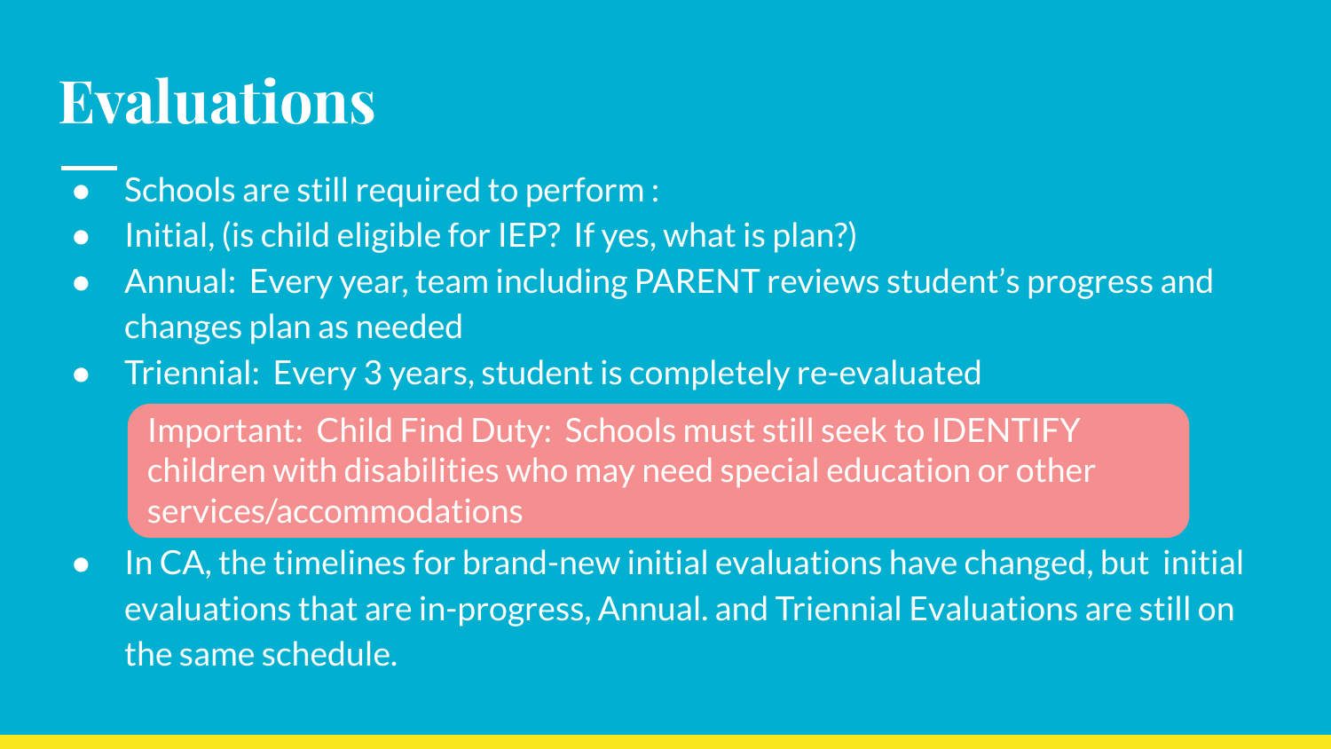# Evaluations

- Schools are still required to perform :
- Initial, (is child eligible for IEP? If yes, what is plan?)
- Annual: Every year, team including PARENT reviews student's progress and changes plan as needed
- Triennial: Every 3 years, student is completely re-evaluated

Important: Child Find Duty: Schools must still seek to IDENTIFY children with disabilities who may need special education or other services/accommodations

- In CA, the timelines for brand-new initial evaluations have changed, but initial evaluations that are in-progress, Annual. and Triennial Evaluations are still on the same schedule.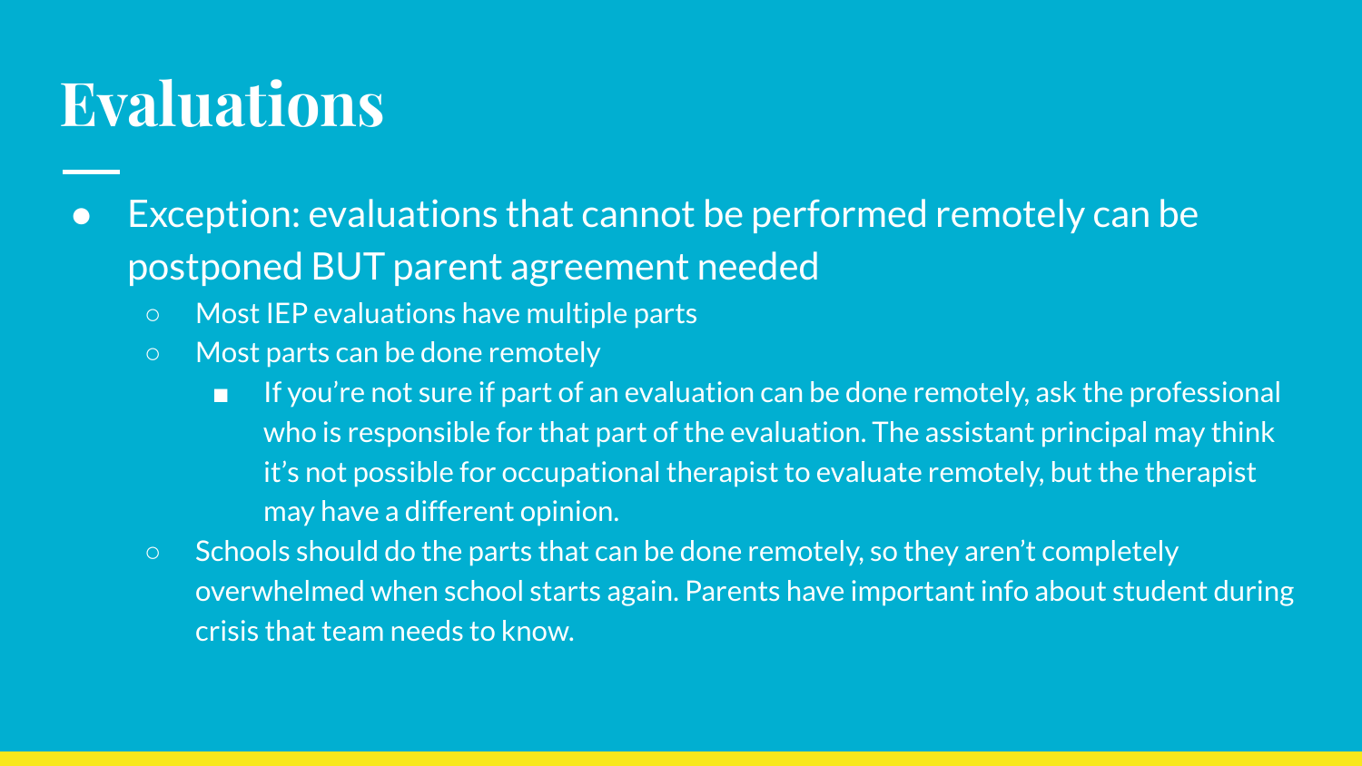# Evaluations

- Exception: evaluations that cannot be performed remotely can be postponed BUT parent agreement needed
  - Most IEP evaluations have multiple parts
  - Most parts can be done remotely
    - If you're not sure if part of an evaluation can be done remotely, ask the professional who is responsible for that part of the evaluation. The assistant principal may think it's not possible for occupational therapist to evaluate remotely, but the therapist may have a different opinion.
  - Schools should do the parts that can be done remotely, so they aren't completely overwhelmed when school starts again. Parents have important info about student during crisis that team needs to know.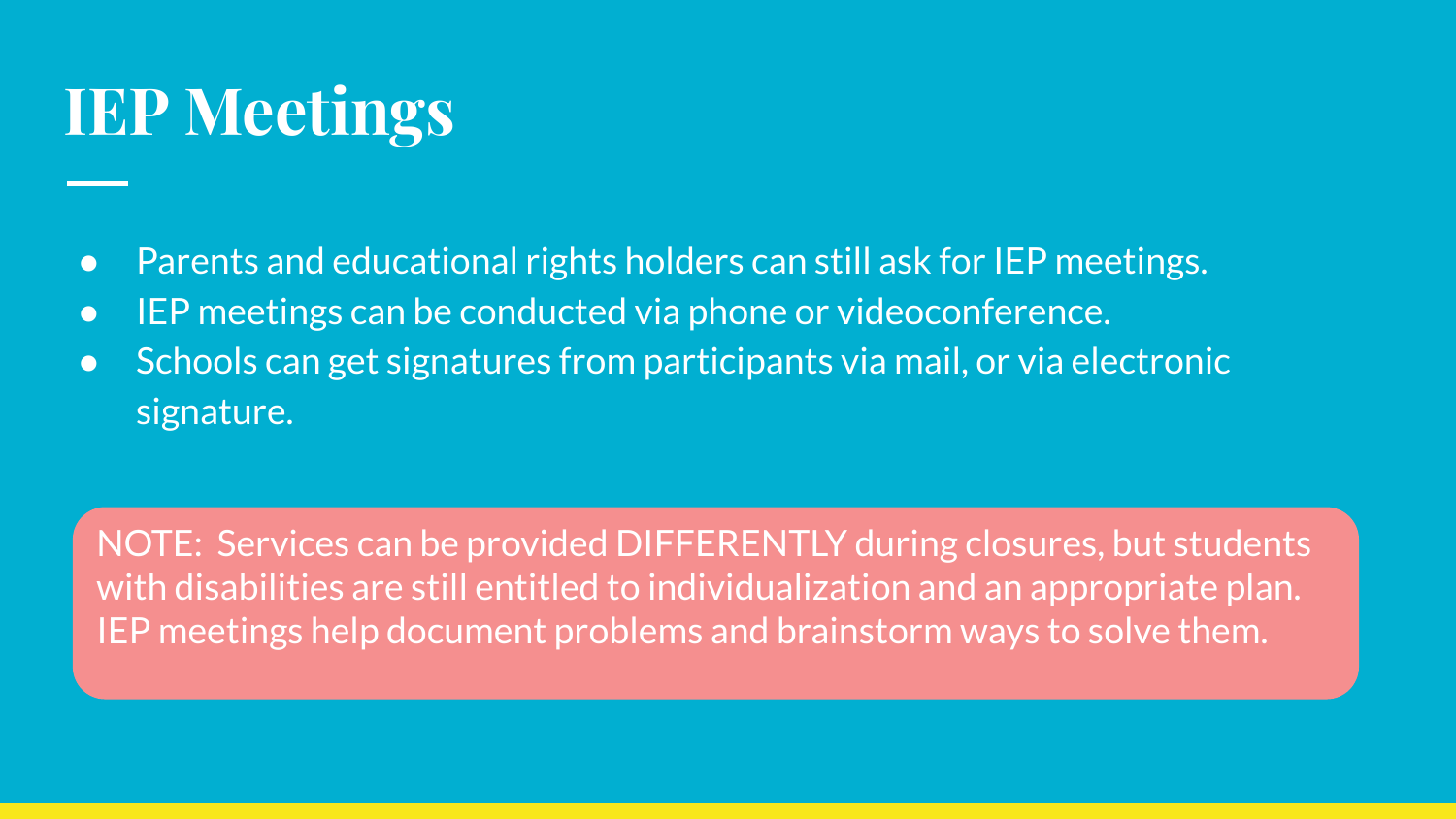# IEP Meetings

- Parents and educational rights holders can still ask for IEP meetings.
- IEP meetings can be conducted via phone or videoconference.
- Schools can get signatures from participants via mail, or via electronic signature.

NOTE: Services can be provided DIFFERENTLY during closures, but students with disabilities are still entitled to individualization and an appropriate plan. IEP meetings help document problems and brainstorm ways to solve them.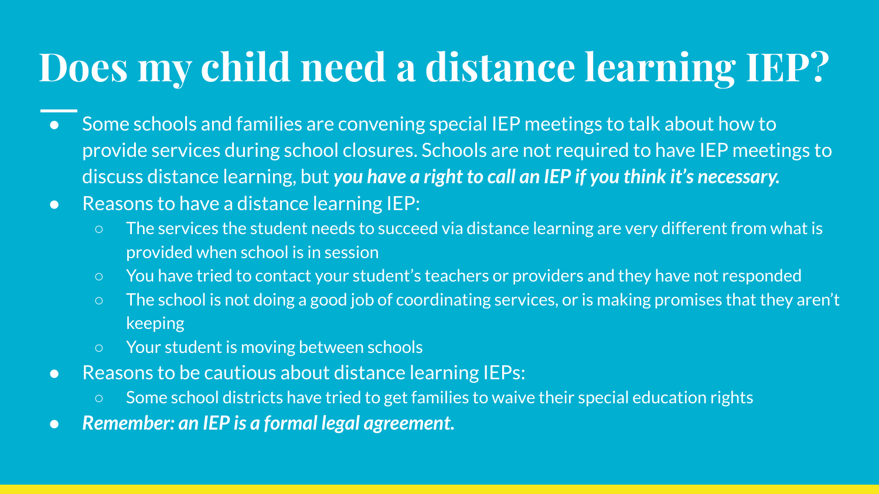# Does my child need a distance learning IEP?

- Some schools and families are convening special IEP meetings to talk about how to provide services during school closures. Schools are not required to have IEP meetings to discuss distance learning, but ***you have a right to call an IEP if you think it's necessary.***
- Reasons to have a distance learning IEP:
  - The services the student needs to succeed via distance learning are very different from what is provided when school is in session
  - You have tried to contact your student's teachers or providers and they have not responded
  - The school is not doing a good job of coordinating services, or is making promises that they aren't keeping
  - Your student is moving between schools
- Reasons to be cautious about distance learning IEPs:
  - Some school districts have tried to get families to waive their special education rights
- ***Remember: an IEP is a formal legal agreement.***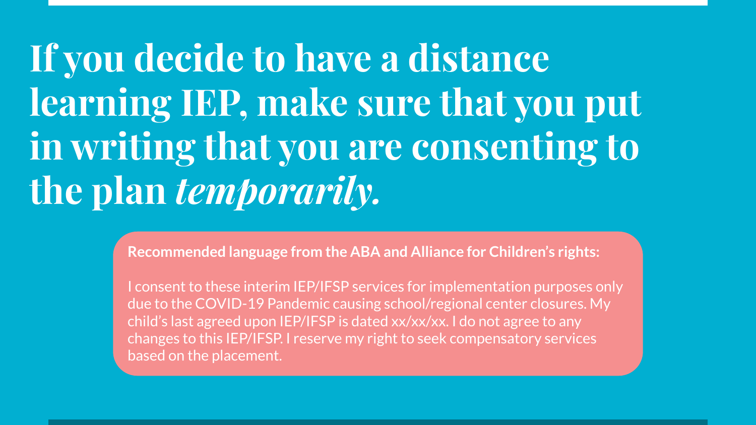# If you decide to have a distance learning IEP, make sure that you put in writing that you are consenting to the plan *temporarily.*

**Recommended language from the ABA and Alliance for Children's rights:**

I consent to these interim IEP/IFSP services for implementation purposes only due to the COVID-19 Pandemic causing school/regional center closures. My child's last agreed upon IEP/IFSP is dated xx/xx/xx. I do not agree to any changes to this IEP/IFSP. I reserve my right to seek compensatory services based on the placement.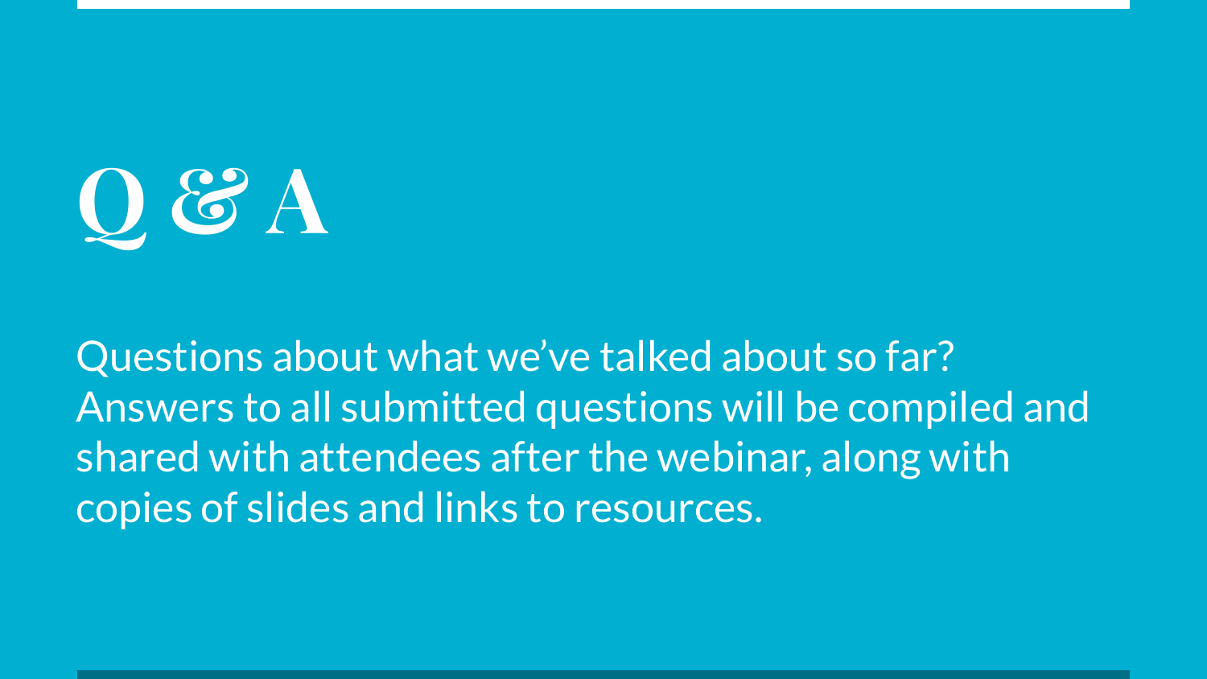# Q & A

Questions about what we've talked about so far? Answers to all submitted questions will be compiled and shared with attendees after the webinar, along with copies of slides and links to resources.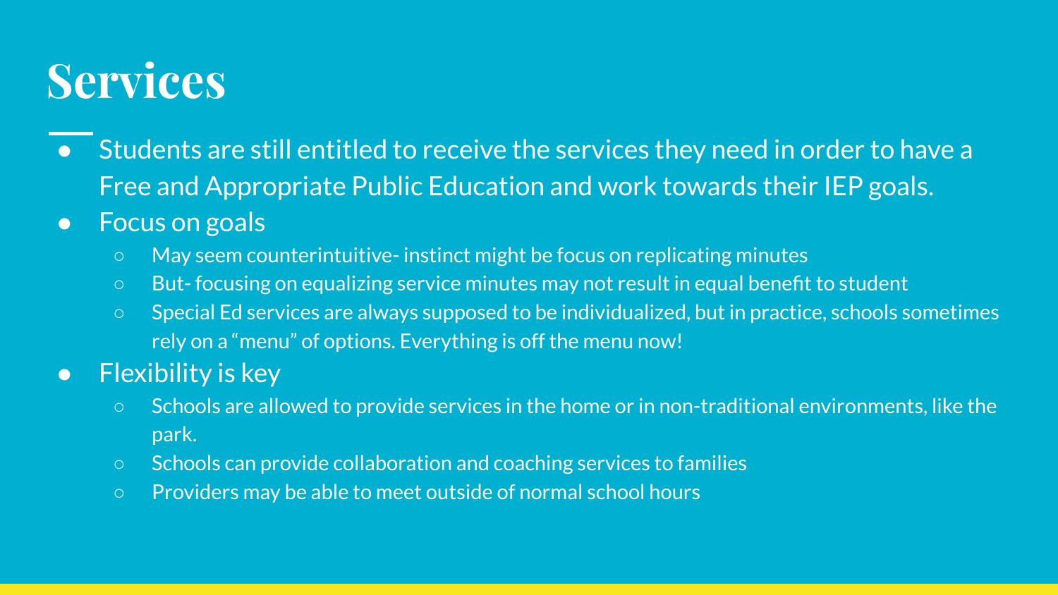# Services

- Students are still entitled to receive the services they need in order to have a Free and Appropriate Public Education and work towards their IEP goals.
- Focus on goals
  - May seem counterintuitive- instinct might be focus on replicating minutes
  - But- focusing on equalizing service minutes may not result in equal benefit to student
  - Special Ed services are always supposed to be individualized, but in practice, schools sometimes rely on a "menu" of options. Everything is off the menu now!
- Flexibility is key
  - Schools are allowed to provide services in the home or in non-traditional environments, like the park.
  - Schools can provide collaboration and coaching services to families
  - Providers may be able to meet outside of normal school hours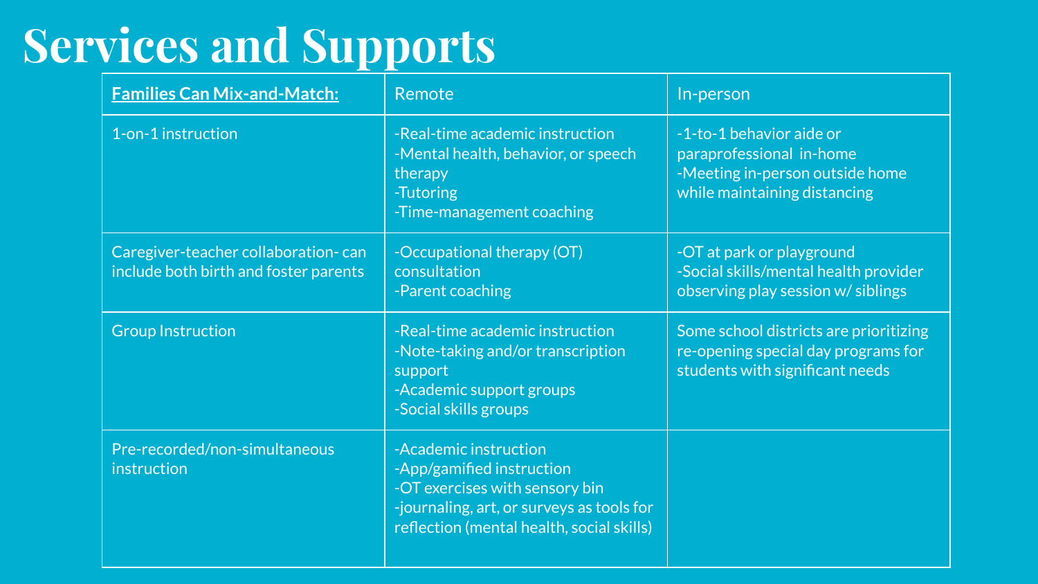# Services and Supports

| **Families Can Mix-and-Match:** | Remote | In-person |
| --- | --- | --- |
| 1-on-1 instruction | -Real-time academic instruction<br>-Mental health, behavior, or speech therapy<br>-Tutoring<br>-Time-management coaching | -1-to-1 behavior aide or paraprofessional in-home<br>-Meeting in-person outside home while maintaining distancing |
| Caregiver-teacher collaboration- can include both birth and foster parents | -Occupational therapy (OT) consultation<br>-Parent coaching | -OT at park or playground<br>-Social skills/mental health provider observing play session w/ siblings |
| Group Instruction | -Real-time academic instruction<br>-Note-taking and/or transcription support<br>-Academic support groups<br>-Social skills groups | Some school districts are prioritizing re-opening special day programs for students with significant needs |
| Pre-recorded/non-simultaneous instruction | -Academic instruction<br>-App/gamified instruction<br>-OT exercises with sensory bin<br>-journaling, art, or surveys as tools for reflection (mental health, social skills) | |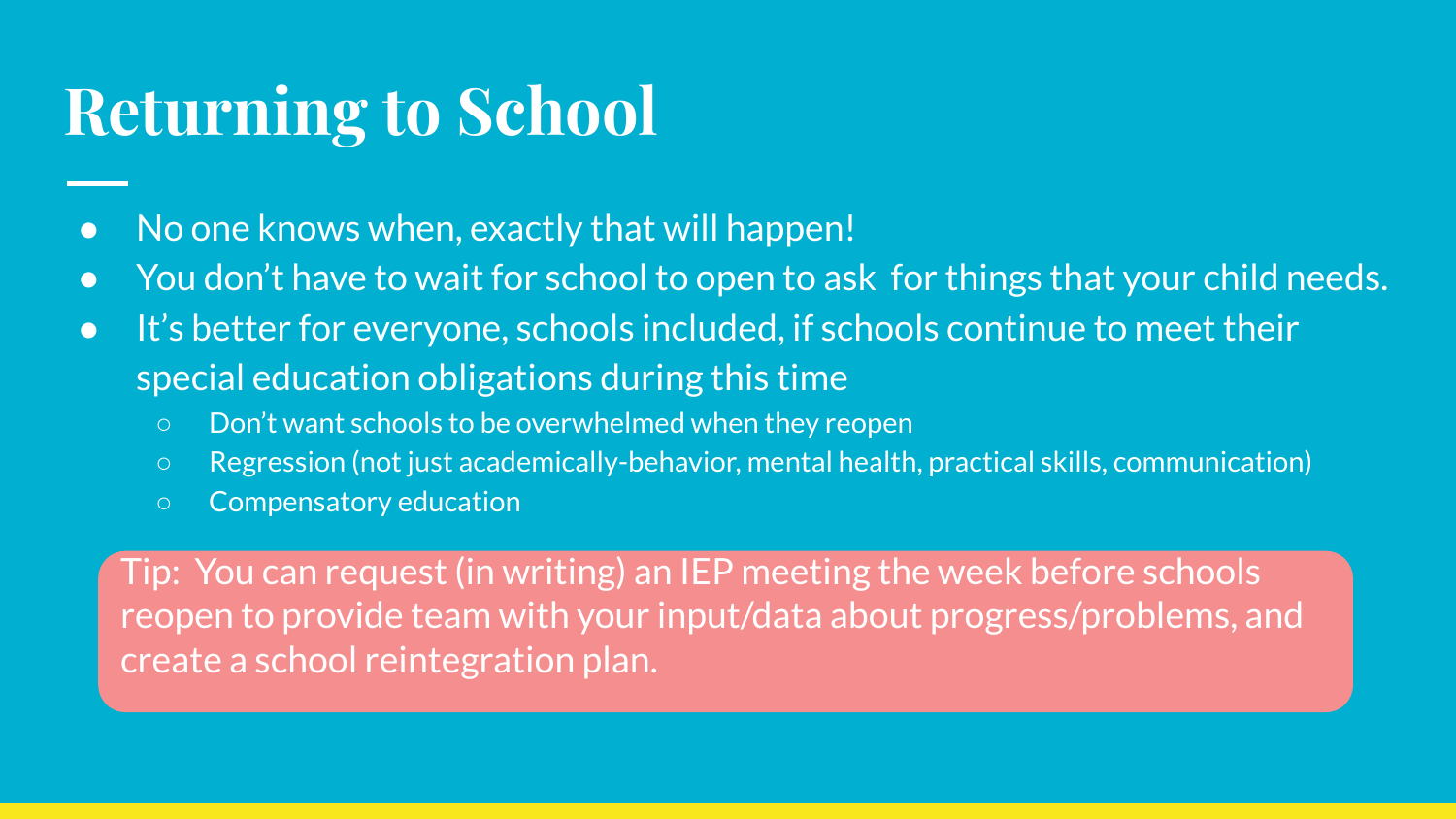# Returning to School

- No one knows when, exactly that will happen!
- You don't have to wait for school to open to ask  for things that your child needs.
- It's better for everyone, schools included, if schools continue to meet their special education obligations during this time
  - Don't want schools to be overwhelmed when they reopen
  - Regression (not just academically-behavior, mental health, practical skills, communication)
  - Compensatory education

Tip:  You can request (in writing) an IEP meeting the week before schools reopen to provide team with your input/data about progress/problems, and create a school reintegration plan.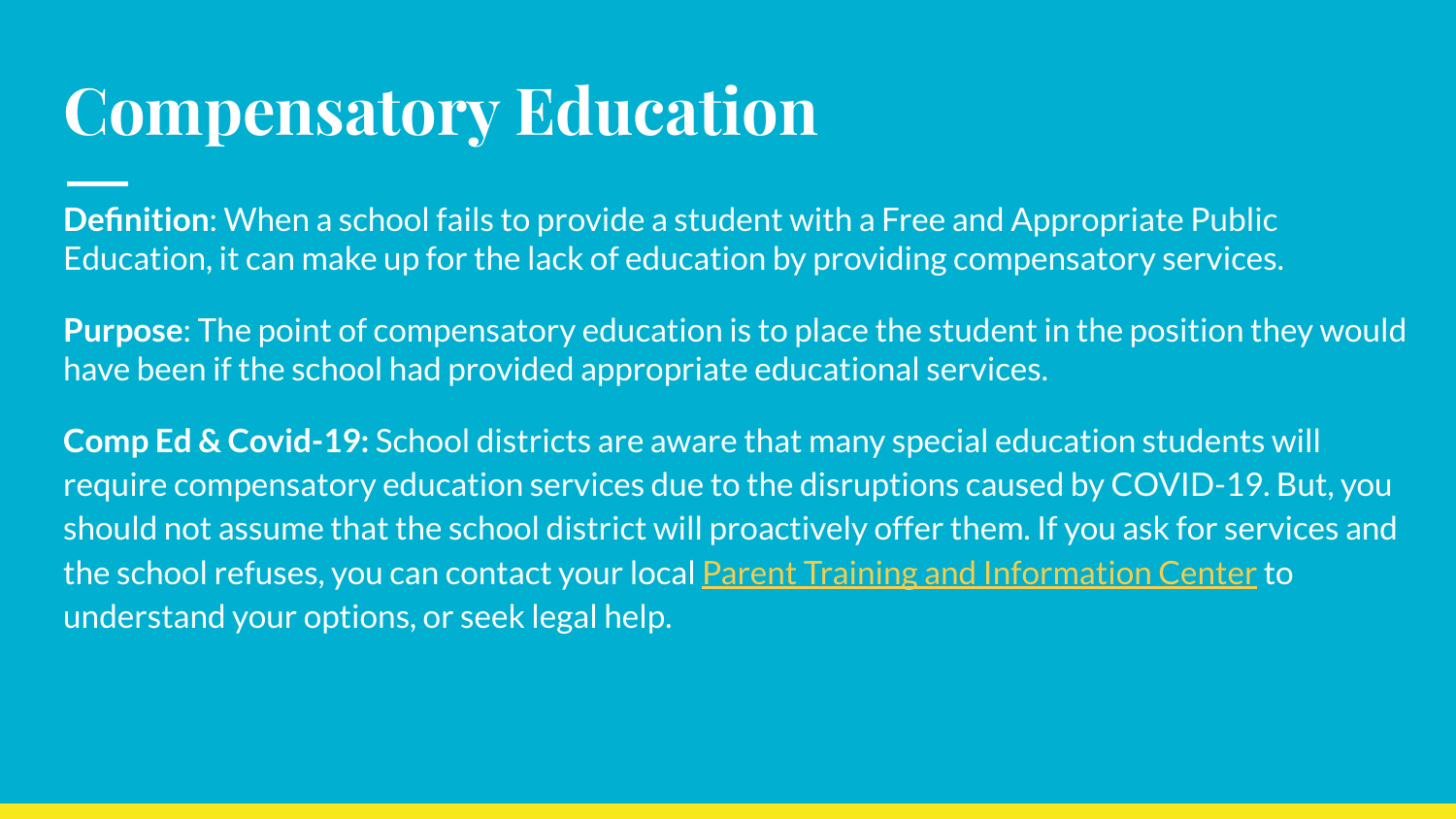# Compensatory Education

**Definition**: When a school fails to provide a student with a Free and Appropriate Public Education, it can make up for the lack of education by providing compensatory services.

**Purpose**: The point of compensatory education is to place the student in the position they would have been if the school had provided appropriate educational services.

**Comp Ed & Covid-19:** School districts are aware that many special education students will require compensatory education services due to the disruptions caused by COVID-19. But, you should not assume that the school district will proactively offer them. If you ask for services and the school refuses, you can contact your local Parent Training and Information Center to understand your options, or seek legal help.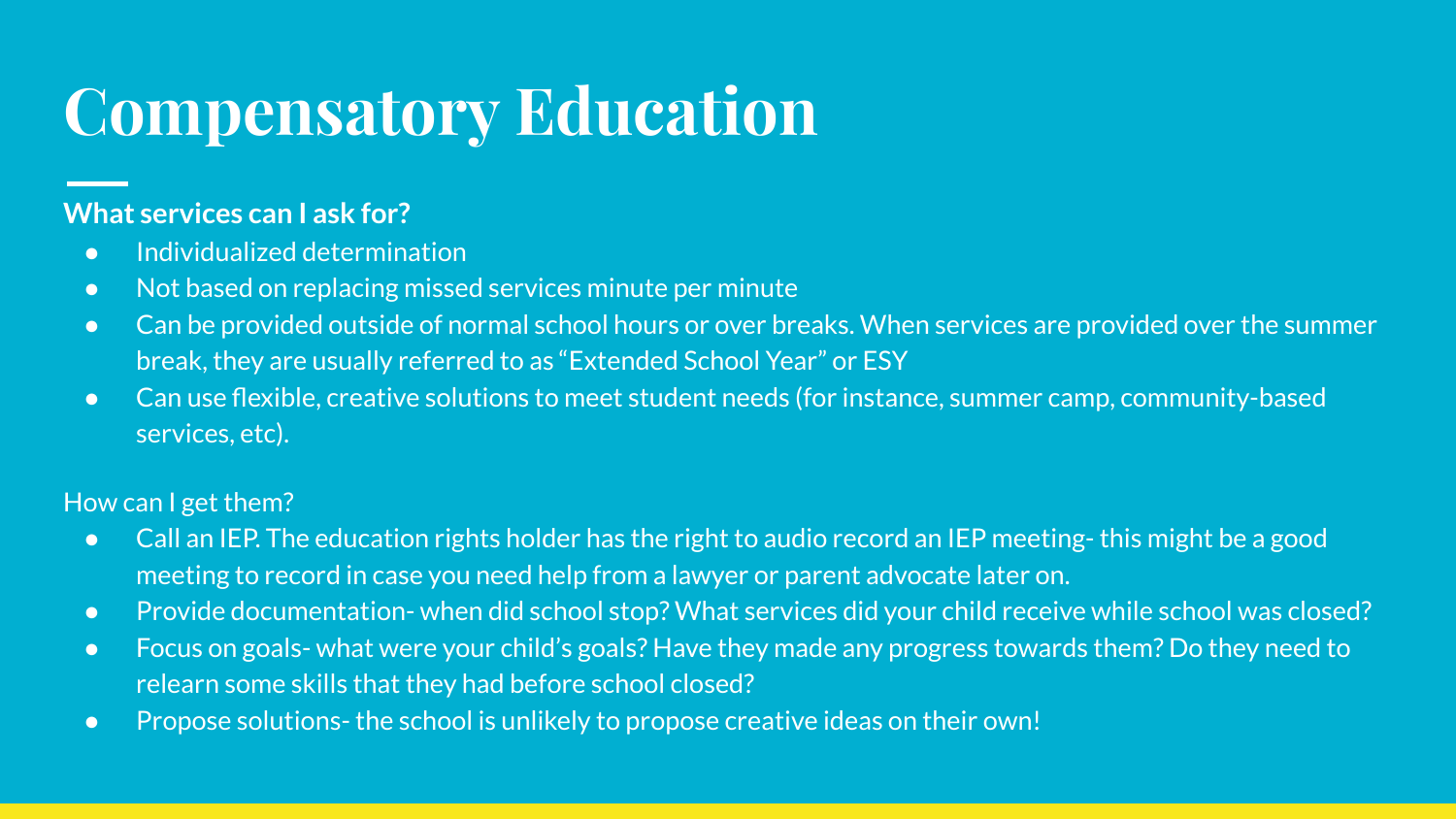# Compensatory Education

**What services can I ask for?**

- Individualized determination
- Not based on replacing missed services minute per minute
- Can be provided outside of normal school hours or over breaks. When services are provided over the summer break, they are usually referred to as “Extended School Year” or ESY
- Can use flexible, creative solutions to meet student needs (for instance, summer camp, community-based services, etc).

How can I get them?

- Call an IEP. The education rights holder has the right to audio record an IEP meeting- this might be a good meeting to record in case you need help from a lawyer or parent advocate later on.
- Provide documentation- when did school stop? What services did your child receive while school was closed?
- Focus on goals- what were your child’s goals? Have they made any progress towards them? Do they need to relearn some skills that they had before school closed?
- Propose solutions- the school is unlikely to propose creative ideas on their own!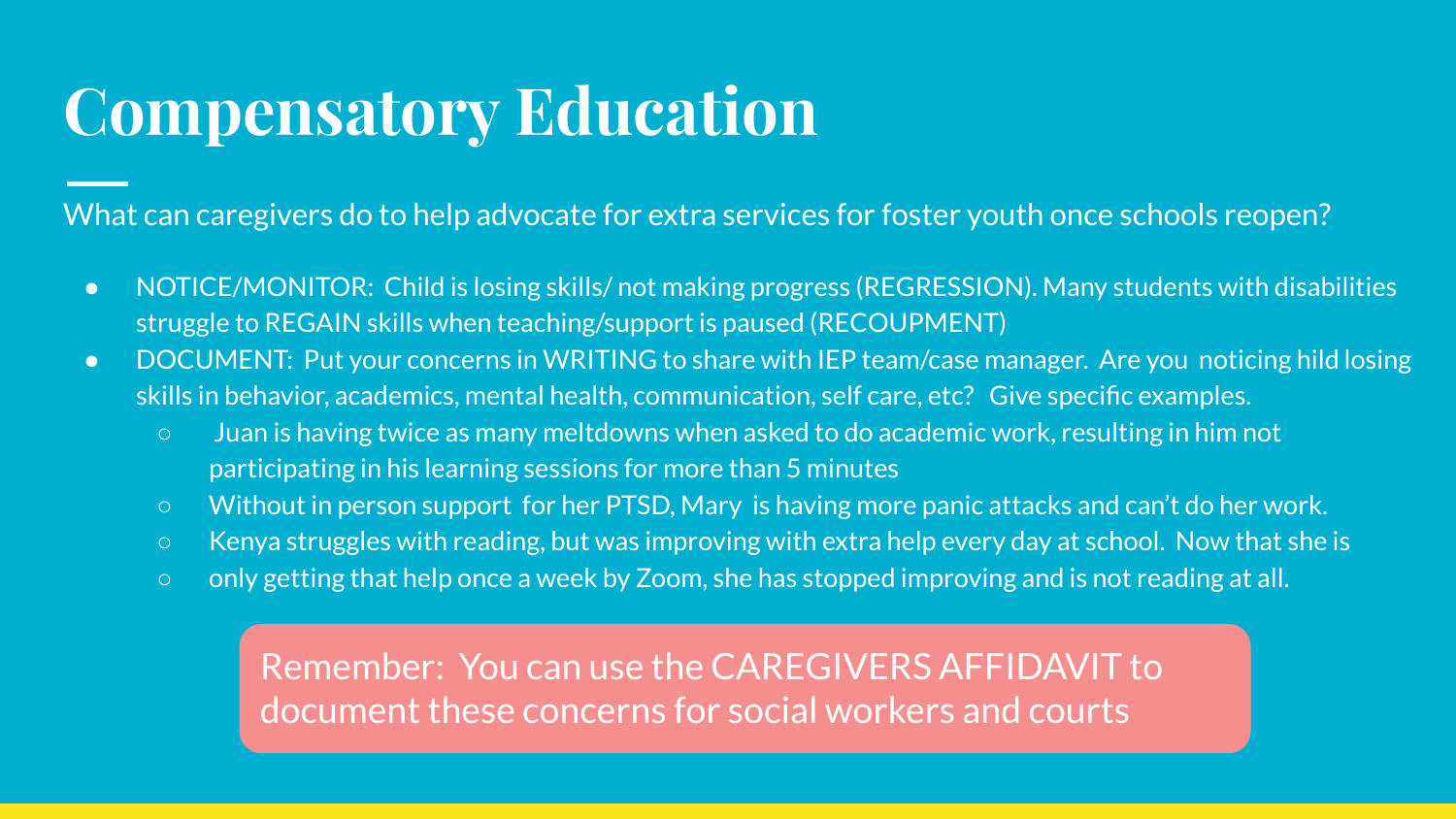# Compensatory Education

What can caregivers do to help advocate for extra services for foster youth once schools reopen?

- NOTICE/MONITOR: Child is losing skills/ not making progress (REGRESSION). Many students with disabilities struggle to REGAIN skills when teaching/support is paused (RECOUPMENT)
- DOCUMENT: Put your concerns in WRITING to share with IEP team/case manager. Are you noticing hild losing skills in behavior, academics, mental health, communication, self care, etc? Give specific examples.
  - Juan is having twice as many meltdowns when asked to do academic work, resulting in him not participating in his learning sessions for more than 5 minutes
  - Without in person support for her PTSD, Mary is having more panic attacks and can't do her work.
  - Kenya struggles with reading, but was improving with extra help every day at school. Now that she is
  - only getting that help once a week by Zoom, she has stopped improving and is not reading at all.

Remember: You can use the CAREGIVERS AFFIDAVIT to document these concerns for social workers and courts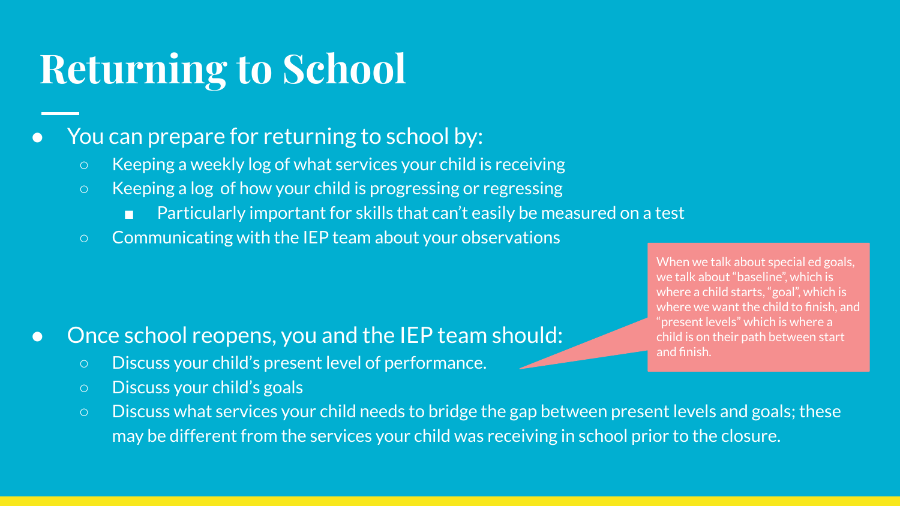# Returning to School

- You can prepare for returning to school by:
  - Keeping a weekly log of what services your child is receiving
  - Keeping a log of how your child is progressing or regressing
    - Particularly important for skills that can't easily be measured on a test
  - Communicating with the IEP team about your observations

- Once school reopens, you and the IEP team should:
  - Discuss your child's present level of performance.
  - Discuss your child's goals
  - Discuss what services your child needs to bridge the gap between present levels and goals; these may be different from the services your child was receiving in school prior to the closure.

When we talk about special ed goals, we talk about "baseline", which is where a child starts, "goal", which is where we want the child to finish, and "present levels" which is where a child is on their path between start and finish.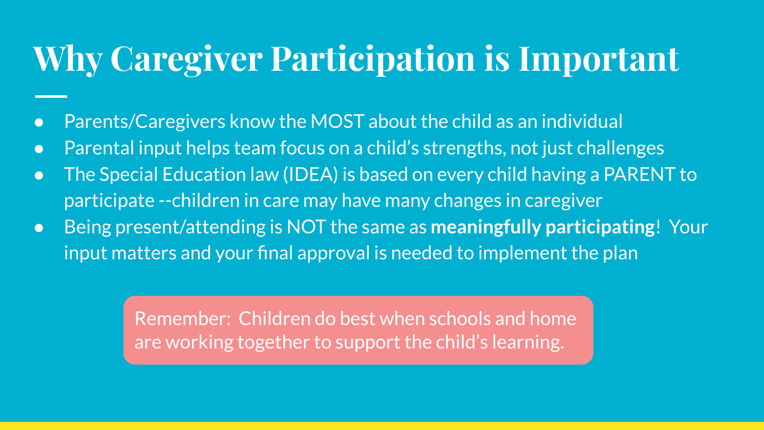# Why Caregiver Participation is Important

- Parents/Caregivers know the MOST about the child as an individual
- Parental input helps team focus on a child's strengths, not just challenges
- The Special Education law (IDEA) is based on every child having a PARENT to participate --children in care may have many changes in caregiver
- Being present/attending is NOT the same as **meaningfully participating**! Your input matters and your final approval is needed to implement the plan

Remember: Children do best when schools and home are working together to support the child's learning.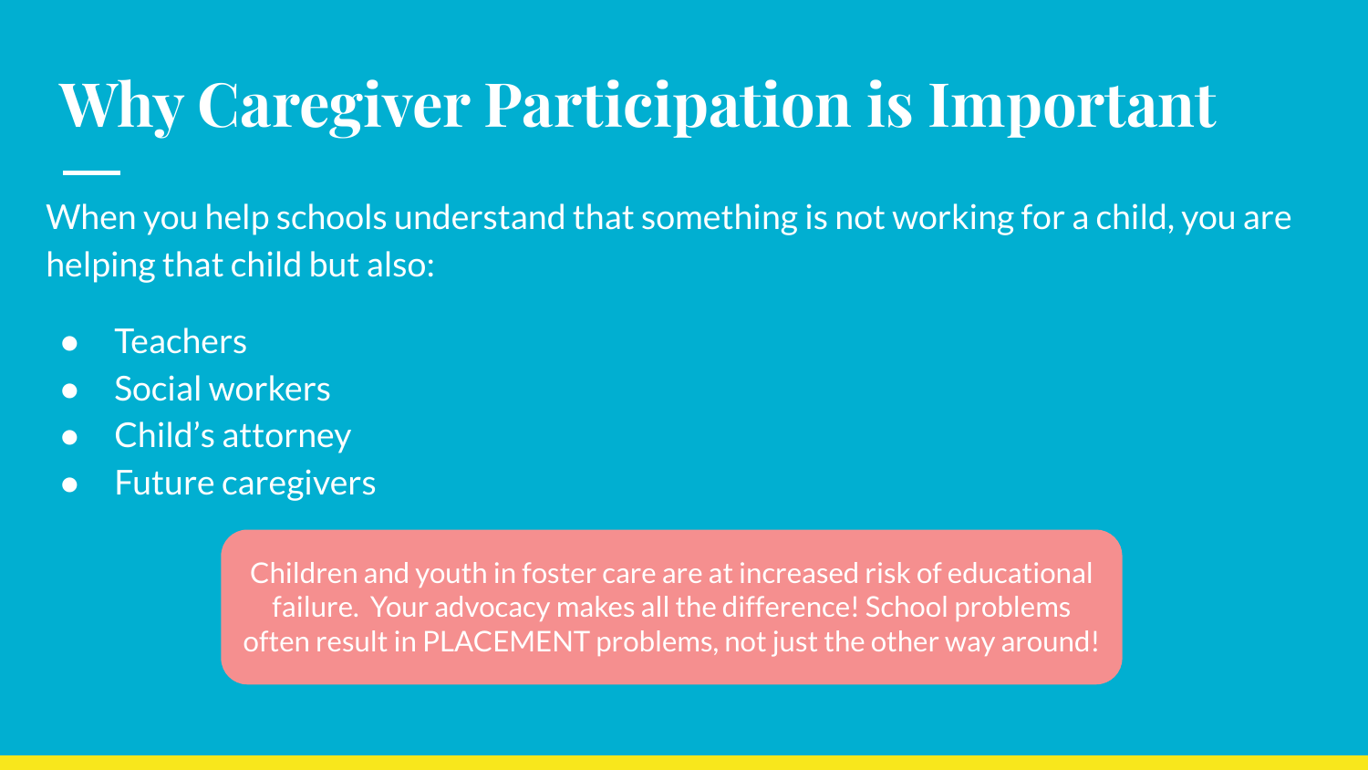# Why Caregiver Participation is Important

When you help schools understand that something is not working for a child, you are helping that child but also:

- Teachers
- Social workers
- Child's attorney
- Future caregivers

Children and youth in foster care are at increased risk of educational failure. Your advocacy makes all the difference! School problems often result in PLACEMENT problems, not just the other way around!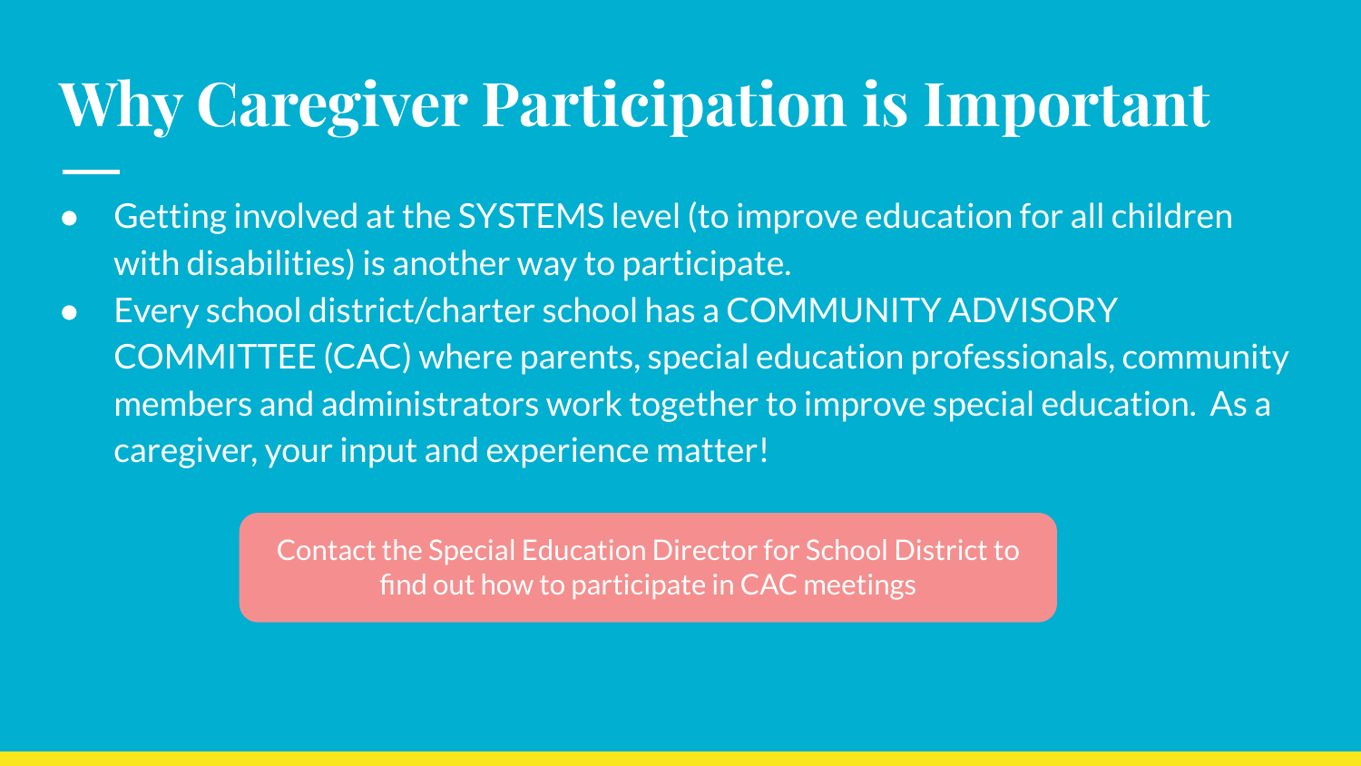# Why Caregiver Participation is Important

- Getting involved at the SYSTEMS level (to improve education for all children with disabilities) is another way to participate.
- Every school district/charter school has a COMMUNITY ADVISORY COMMITTEE (CAC) where parents, special education professionals, community members and administrators work together to improve special education. As a caregiver, your input and experience matter!

Contact the Special Education Director for School District to find out how to participate in CAC meetings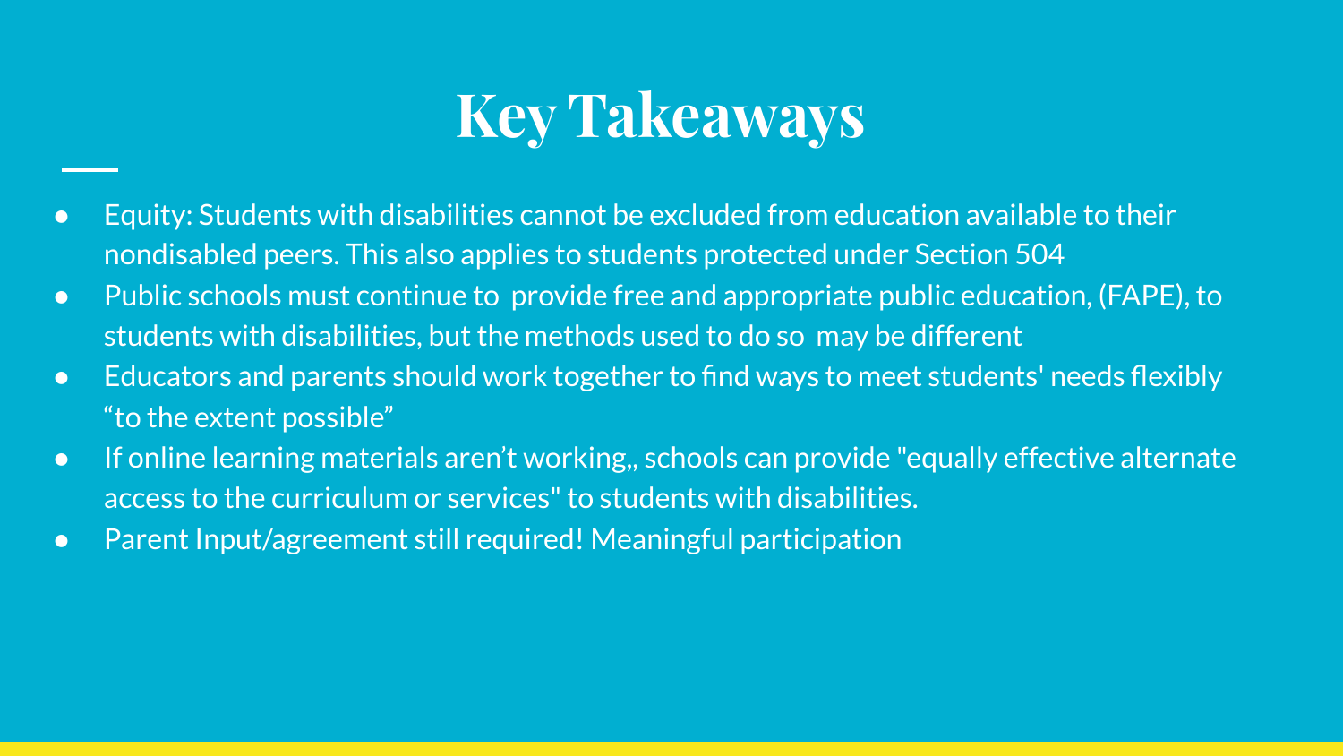# Key Takeaways

- Equity: Students with disabilities cannot be excluded from education available to their nondisabled peers. This also applies to students protected under Section 504
- Public schools must continue to provide free and appropriate public education, (FAPE), to students with disabilities, but the methods used to do so may be different
- Educators and parents should work together to find ways to meet students' needs flexibly "to the extent possible"
- If online learning materials aren't working,, schools can provide "equally effective alternate access to the curriculum or services" to students with disabilities.
- Parent Input/agreement still required! Meaningful participation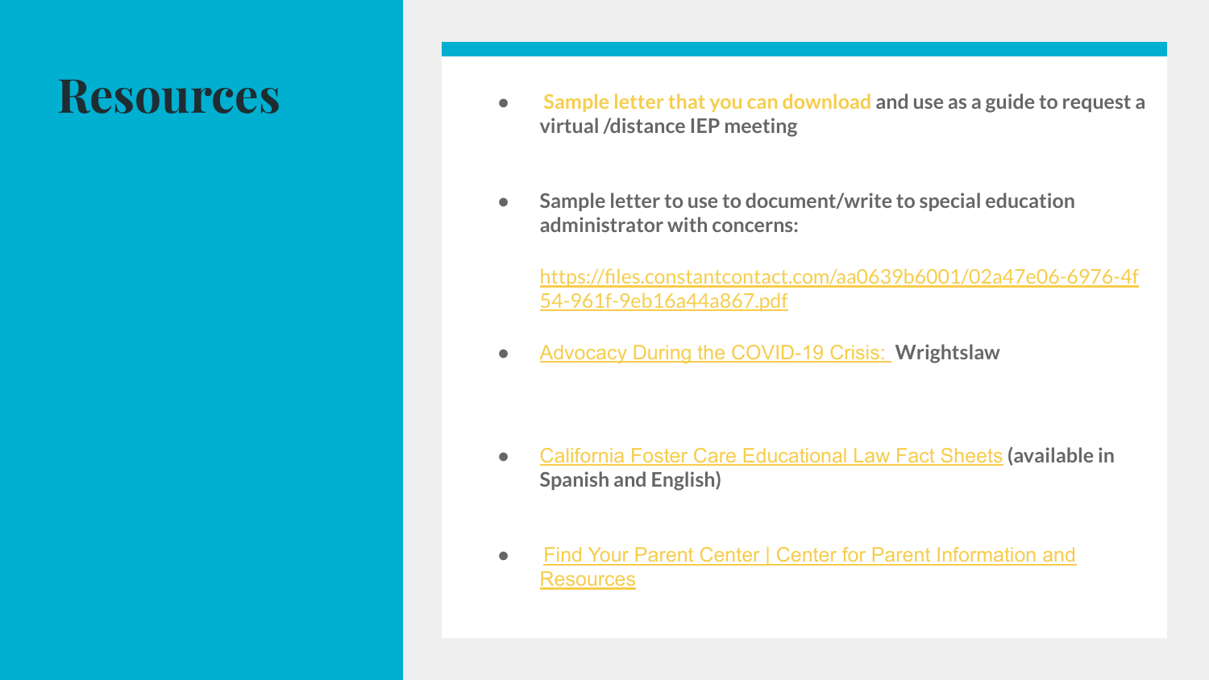# Resources

- Sample letter that you can download and use as a guide to request a virtual /distance IEP meeting

- Sample letter to use to document/write to special education administrator with concerns:

  https://files.constantcontact.com/aa0639b6001/02a47e06-6976-4f54-961f-9eb16a44a867.pdf

- Advocacy During the COVID-19 Crisis: **Wrightslaw**

- California Foster Care Educational Law Fact Sheets **(available in Spanish and English)**

- Find Your Parent Center | Center for Parent Information and Resources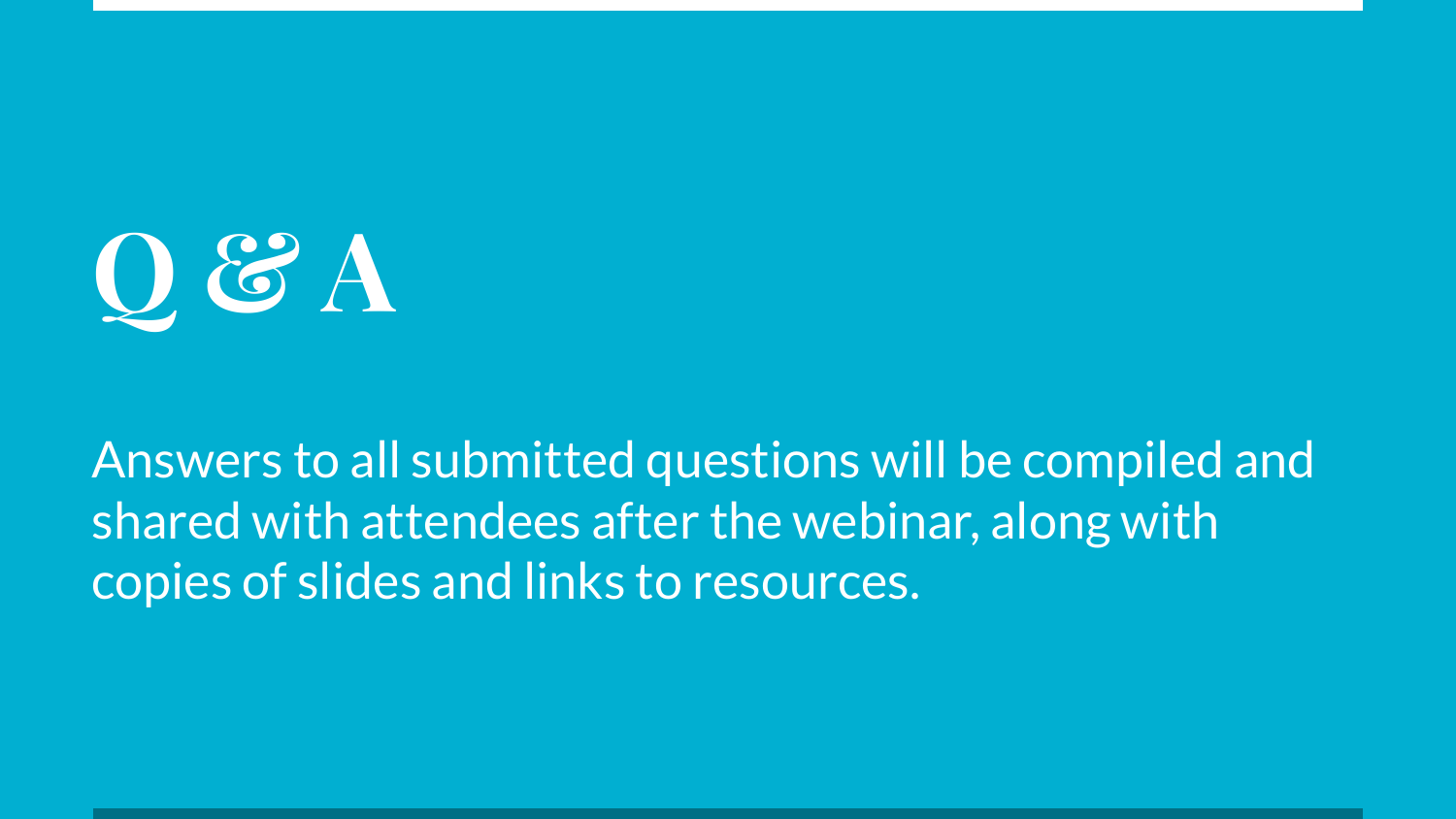# Q & A

Answers to all submitted questions will be compiled and shared with attendees after the webinar, along with copies of slides and links to resources.